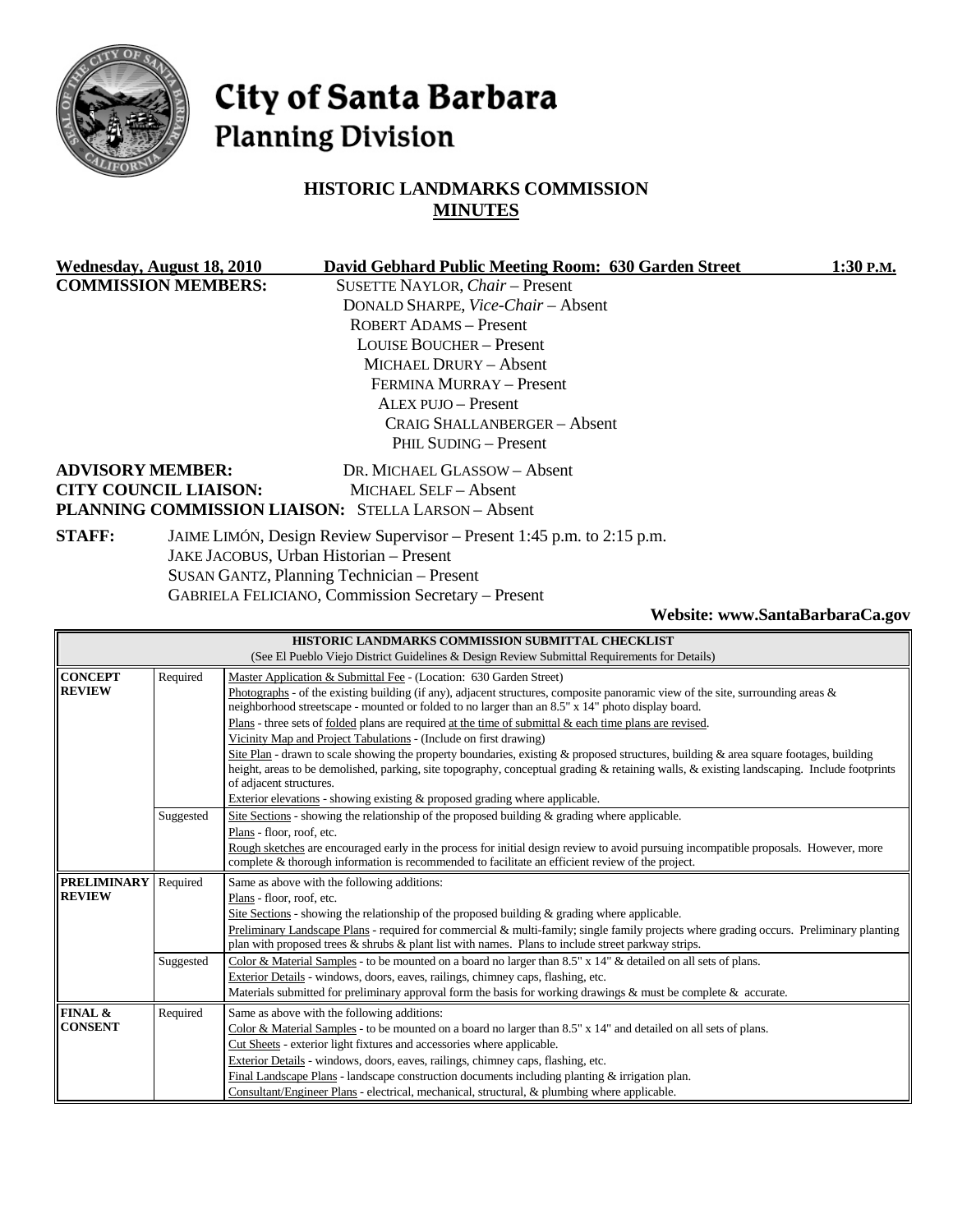# City of Santa Barbara
## Planning Division

### HISTORIC LANDMARKS COMMISSION
### MINUTES

**Wednesday, August 18, 2010** **David Gebhard Public Meeting Room: 630 Garden Street** **1:30 P.M.**

**COMMISSION MEMBERS:**
SUSETTE NAYLOR, *Chair* – Present
DONALD SHARPE, *Vice-Chair* – Absent
ROBERT ADAMS – Present
LOUISE BOUCHER – Present
MICHAEL DRURY – Absent
FERMINA MURRAY – Present
ALEX PUJO – Present
CRAIG SHALLANBERGER – Absent
PHIL SUDING – Present

**ADVISORY MEMBER:** DR. MICHAEL GLASSOW – Absent
**CITY COUNCIL LIAISON:** MICHAEL SELF – Absent
**PLANNING COMMISSION LIAISON:** STELLA LARSON – Absent

**STAFF:**
JAIME LIMÓN, Design Review Supervisor – Present 1:45 p.m. to 2:15 p.m.
JAKE JACOBUS, Urban Historian – Present
SUSAN GANTZ, Planning Technician – Present
GABRIELA FELICIANO, Commission Secretary – Present

**Website: www.SantaBarbaraCa.gov**

| HISTORIC LANDMARKS COMMISSION SUBMITTAL CHECKLIST (See El Pueblo Viejo District Guidelines & Design Review Submittal Requirements for Details) | | |
|---|---|---|
| **CONCEPT REVIEW** | Required | Master Application & Submittal Fee - (Location: 630 Garden Street)<br>Photographs - of the existing building (if any), adjacent structures, composite panoramic view of the site, surrounding areas & neighborhood streetscape - mounted or folded to no larger than an 8.5" x 14" photo display board.<br>Plans - three sets of folded plans are required at the time of submittal & each time plans are revised.<br>Vicinity Map and Project Tabulations - (Include on first drawing)<br>Site Plan - drawn to scale showing the property boundaries, existing & proposed structures, building & area square footages, building height, areas to be demolished, parking, site topography, conceptual grading & retaining walls, & existing landscaping. Include footprints of adjacent structures.<br>Exterior elevations - showing existing & proposed grading where applicable. |
| | Suggested | Site Sections - showing the relationship of the proposed building & grading where applicable.<br>Plans - floor, roof, etc.<br>Rough sketches are encouraged early in the process for initial design review to avoid pursuing incompatible proposals. However, more complete & thorough information is recommended to facilitate an efficient review of the project. |
| **PRELIMINARY REVIEW** | Required | Same as above with the following additions:<br>Plans - floor, roof, etc.<br>Site Sections - showing the relationship of the proposed building & grading where applicable.<br>Preliminary Landscape Plans - required for commercial & multi-family; single family projects where grading occurs. Preliminary planting plan with proposed trees & shrubs & plant list with names. Plans to include street parkway strips. |
| | Suggested | Color & Material Samples - to be mounted on a board no larger than 8.5" x 14" & detailed on all sets of plans.<br>Exterior Details - windows, doors, eaves, railings, chimney caps, flashing, etc.<br>Materials submitted for preliminary approval form the basis for working drawings & must be complete & accurate. |
| **FINAL & CONSENT** | Required | Same as above with the following additions:<br>Color & Material Samples - to be mounted on a board no larger than 8.5" x 14" and detailed on all sets of plans.<br>Cut Sheets - exterior light fixtures and accessories where applicable.<br>Exterior Details - windows, doors, eaves, railings, chimney caps, flashing, etc.<br>Final Landscape Plans - landscape construction documents including planting & irrigation plan.<br>Consultant/Engineer Plans - electrical, mechanical, structural, & plumbing where applicable. |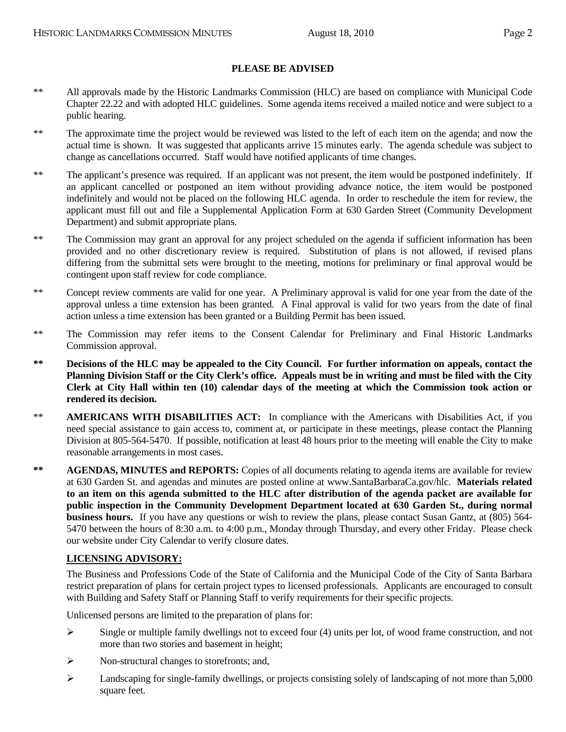**PLEASE BE ADVISED**

** All approvals made by the Historic Landmarks Commission (HLC) are based on compliance with Municipal Code Chapter 22.22 and with adopted HLC guidelines. Some agenda items received a mailed notice and were subject to a public hearing.

** The approximate time the project would be reviewed was listed to the left of each item on the agenda; and now the actual time is shown. It was suggested that applicants arrive 15 minutes early. The agenda schedule was subject to change as cancellations occurred. Staff would have notified applicants of time changes.

** The applicant's presence was required. If an applicant was not present, the item would be postponed indefinitely. If an applicant cancelled or postponed an item without providing advance notice, the item would be postponed indefinitely and would not be placed on the following HLC agenda. In order to reschedule the item for review, the applicant must fill out and file a Supplemental Application Form at 630 Garden Street (Community Development Department) and submit appropriate plans.

** The Commission may grant an approval for any project scheduled on the agenda if sufficient information has been provided and no other discretionary review is required. Substitution of plans is not allowed, if revised plans differing from the submittal sets were brought to the meeting, motions for preliminary or final approval would be contingent upon staff review for code compliance.

** Concept review comments are valid for one year. A Preliminary approval is valid for one year from the date of the approval unless a time extension has been granted. A Final approval is valid for two years from the date of final action unless a time extension has been granted or a Building Permit has been issued.

** The Commission may refer items to the Consent Calendar for Preliminary and Final Historic Landmarks Commission approval.

**\*\* Decisions of the HLC may be appealed to the City Council. For further information on appeals, contact the Planning Division Staff or the City Clerk's office. Appeals must be in writing and must be filed with the City Clerk at City Hall within ten (10) calendar days of the meeting at which the Commission took action or rendered its decision.**

** **AMERICANS WITH DISABILITIES ACT:** In compliance with the Americans with Disabilities Act, if you need special assistance to gain access to, comment at, or participate in these meetings, please contact the Planning Division at 805-564-5470. If possible, notification at least 48 hours prior to the meeting will enable the City to make reasonable arrangements in most cases.

** **AGENDAS, MINUTES and REPORTS:** Copies of all documents relating to agenda items are available for review at 630 Garden St. and agendas and minutes are posted online at www.SantaBarbaraCa.gov/hlc. **Materials related to an item on this agenda submitted to the HLC after distribution of the agenda packet are available for public inspection in the Community Development Department located at 630 Garden St., during normal business hours.** If you have any questions or wish to review the plans, please contact Susan Gantz, at (805) 564-5470 between the hours of 8:30 a.m. to 4:00 p.m., Monday through Thursday, and every other Friday. Please check our website under City Calendar to verify closure dates.

**LICENSING ADVISORY:**

The Business and Professions Code of the State of California and the Municipal Code of the City of Santa Barbara restrict preparation of plans for certain project types to licensed professionals. Applicants are encouraged to consult with Building and Safety Staff or Planning Staff to verify requirements for their specific projects.

Unlicensed persons are limited to the preparation of plans for:

- Single or multiple family dwellings not to exceed four (4) units per lot, of wood frame construction, and not more than two stories and basement in height;
- Non-structural changes to storefronts; and,
- Landscaping for single-family dwellings, or projects consisting solely of landscaping of not more than 5,000 square feet.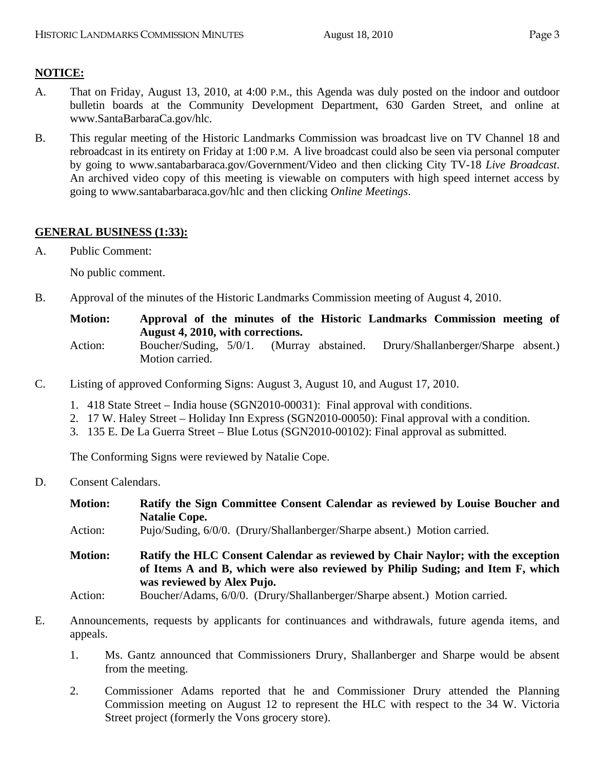**NOTICE:**

A. That on Friday, August 13, 2010, at 4:00 P.M., this Agenda was duly posted on the indoor and outdoor bulletin boards at the Community Development Department, 630 Garden Street, and online at www.SantaBarbaraCa.gov/hlc.

B. This regular meeting of the Historic Landmarks Commission was broadcast live on TV Channel 18 and rebroadcast in its entirety on Friday at 1:00 P.M. A live broadcast could also be seen via personal computer by going to www.santabarbaraca.gov/Government/Video and then clicking City TV-18 *Live Broadcast*. An archived video copy of this meeting is viewable on computers with high speed internet access by going to www.santabarbaraca.gov/hlc and then clicking *Online Meetings*.

**GENERAL BUSINESS (1:33):**

A. Public Comment:

No public comment.

B. Approval of the minutes of the Historic Landmarks Commission meeting of August 4, 2010.

**Motion: Approval of the minutes of the Historic Landmarks Commission meeting of August 4, 2010, with corrections.**

Action: Boucher/Suding, 5/0/1. (Murray abstained. Drury/Shallanberger/Sharpe absent.) Motion carried.

C. Listing of approved Conforming Signs: August 3, August 10, and August 17, 2010.

1. 418 State Street – India house (SGN2010-00031): Final approval with conditions.
2. 17 W. Haley Street – Holiday Inn Express (SGN2010-00050): Final approval with a condition.
3. 135 E. De La Guerra Street – Blue Lotus (SGN2010-00102): Final approval as submitted.

The Conforming Signs were reviewed by Natalie Cope.

D. Consent Calendars.

**Motion: Ratify the Sign Committee Consent Calendar as reviewed by Louise Boucher and Natalie Cope.**

Action: Pujo/Suding, 6/0/0. (Drury/Shallanberger/Sharpe absent.) Motion carried.

**Motion: Ratify the HLC Consent Calendar as reviewed by Chair Naylor; with the exception of Items A and B, which were also reviewed by Philip Suding; and Item F, which was reviewed by Alex Pujo.**

Action: Boucher/Adams, 6/0/0. (Drury/Shallanberger/Sharpe absent.) Motion carried.

E. Announcements, requests by applicants for continuances and withdrawals, future agenda items, and appeals.

1. Ms. Gantz announced that Commissioners Drury, Shallanberger and Sharpe would be absent from the meeting.

2. Commissioner Adams reported that he and Commissioner Drury attended the Planning Commission meeting on August 12 to represent the HLC with respect to the 34 W. Victoria Street project (formerly the Vons grocery store).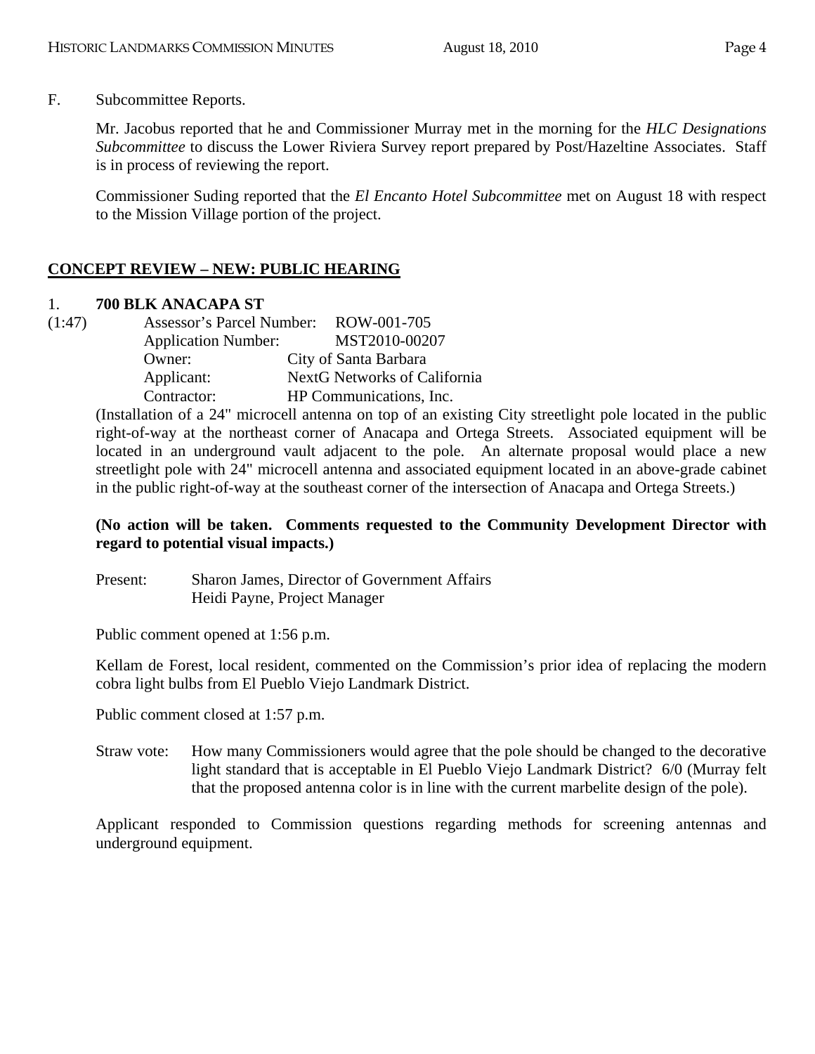F. Subcommittee Reports.

Mr. Jacobus reported that he and Commissioner Murray met in the morning for the *HLC Designations Subcommittee* to discuss the Lower Riviera Survey report prepared by Post/Hazeltine Associates. Staff is in process of reviewing the report.

Commissioner Suding reported that the *El Encanto Hotel Subcommittee* met on August 18 with respect to the Mission Village portion of the project.

## CONCEPT REVIEW – NEW: PUBLIC HEARING

1. **700 BLK ANACAPA ST**

(1:47)

Assessor's Parcel Number: ROW-001-705
Application Number: MST2010-00207
Owner: City of Santa Barbara
Applicant: NextG Networks of California
Contractor: HP Communications, Inc.

(Installation of a 24" microcell antenna on top of an existing City streetlight pole located in the public right-of-way at the northeast corner of Anacapa and Ortega Streets. Associated equipment will be located in an underground vault adjacent to the pole. An alternate proposal would place a new streetlight pole with 24" microcell antenna and associated equipment located in an above-grade cabinet in the public right-of-way at the southeast corner of the intersection of Anacapa and Ortega Streets.)

**(No action will be taken. Comments requested to the Community Development Director with regard to potential visual impacts.)**

Present: Sharon James, Director of Government Affairs
Heidi Payne, Project Manager

Public comment opened at 1:56 p.m.

Kellam de Forest, local resident, commented on the Commission's prior idea of replacing the modern cobra light bulbs from El Pueblo Viejo Landmark District.

Public comment closed at 1:57 p.m.

Straw vote: How many Commissioners would agree that the pole should be changed to the decorative light standard that is acceptable in El Pueblo Viejo Landmark District? 6/0 (Murray felt that the proposed antenna color is in line with the current marbelite design of the pole).

Applicant responded to Commission questions regarding methods for screening antennas and underground equipment.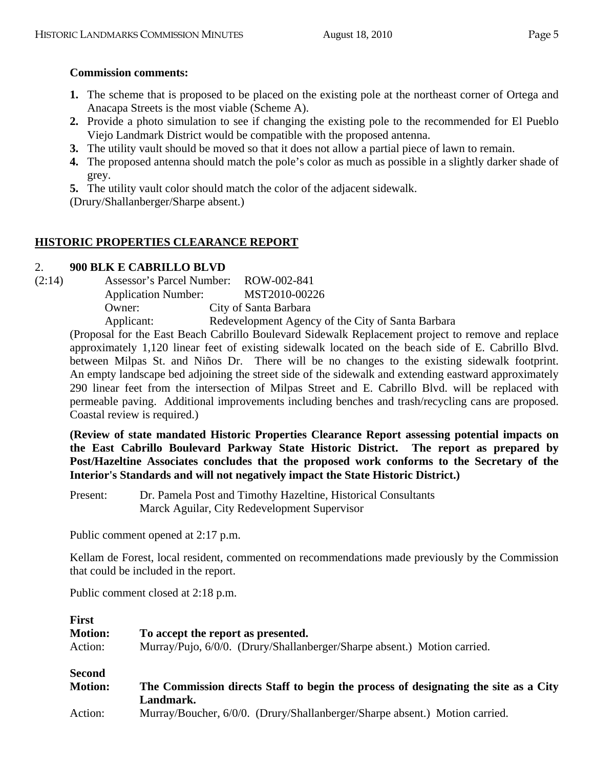**Commission comments:**

1. The scheme that is proposed to be placed on the existing pole at the northeast corner of Ortega and Anacapa Streets is the most viable (Scheme A).
2. Provide a photo simulation to see if changing the existing pole to the recommended for El Pueblo Viejo Landmark District would be compatible with the proposed antenna.
3. The utility vault should be moved so that it does not allow a partial piece of lawn to remain.
4. The proposed antenna should match the pole's color as much as possible in a slightly darker shade of grey.
5. The utility vault color should match the color of the adjacent sidewalk.

(Drury/Shallanberger/Sharpe absent.)

## HISTORIC PROPERTIES CLEARANCE REPORT

2. **900 BLK E CABRILLO BLVD**

(2:14)

Assessor's Parcel Number: ROW-002-841
Application Number: MST2010-00226
Owner: City of Santa Barbara
Applicant: Redevelopment Agency of the City of Santa Barbara

(Proposal for the East Beach Cabrillo Boulevard Sidewalk Replacement project to remove and replace approximately 1,120 linear feet of existing sidewalk located on the beach side of E. Cabrillo Blvd. between Milpas St. and Niños Dr. There will be no changes to the existing sidewalk footprint. An empty landscape bed adjoining the street side of the sidewalk and extending eastward approximately 290 linear feet from the intersection of Milpas Street and E. Cabrillo Blvd. will be replaced with permeable paving. Additional improvements including benches and trash/recycling cans are proposed. Coastal review is required.)

**(Review of state mandated Historic Properties Clearance Report assessing potential impacts on the East Cabrillo Boulevard Parkway State Historic District. The report as prepared by Post/Hazeltine Associates concludes that the proposed work conforms to the Secretary of the Interior's Standards and will not negatively impact the State Historic District.)**

Present: Dr. Pamela Post and Timothy Hazeltine, Historical Consultants
Marck Aguilar, City Redevelopment Supervisor

Public comment opened at 2:17 p.m.

Kellam de Forest, local resident, commented on recommendations made previously by the Commission that could be included in the report.

Public comment closed at 2:18 p.m.

**First Motion:** **To accept the report as presented.**
Action: Murray/Pujo, 6/0/0. (Drury/Shallanberger/Sharpe absent.) Motion carried.

**Second Motion:** **The Commission directs Staff to begin the process of designating the site as a City Landmark.**
Action: Murray/Boucher, 6/0/0. (Drury/Shallanberger/Sharpe absent.) Motion carried.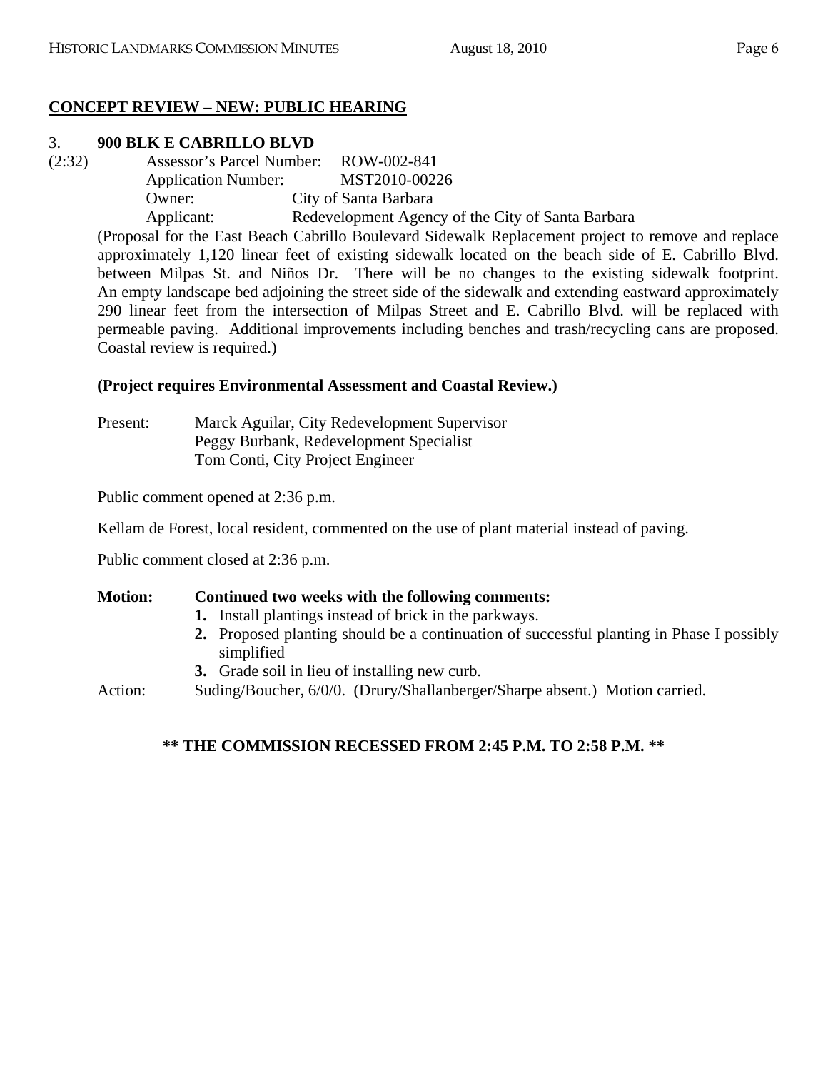## CONCEPT REVIEW – NEW: PUBLIC HEARING

3. **900 BLK E CABRILLO BLVD**

(2:32)
Assessor's Parcel Number: ROW-002-841
Application Number: MST2010-00226
Owner: City of Santa Barbara
Applicant: Redevelopment Agency of the City of Santa Barbara

(Proposal for the East Beach Cabrillo Boulevard Sidewalk Replacement project to remove and replace approximately 1,120 linear feet of existing sidewalk located on the beach side of E. Cabrillo Blvd. between Milpas St. and Niños Dr. There will be no changes to the existing sidewalk footprint. An empty landscape bed adjoining the street side of the sidewalk and extending eastward approximately 290 linear feet from the intersection of Milpas Street and E. Cabrillo Blvd. will be replaced with permeable paving. Additional improvements including benches and trash/recycling cans are proposed. Coastal review is required.)

**(Project requires Environmental Assessment and Coastal Review.)**

Present: Marck Aguilar, City Redevelopment Supervisor
Peggy Burbank, Redevelopment Specialist
Tom Conti, City Project Engineer

Public comment opened at 2:36 p.m.

Kellam de Forest, local resident, commented on the use of plant material instead of paving.

Public comment closed at 2:36 p.m.

**Motion: Continued two weeks with the following comments:**

1. Install plantings instead of brick in the parkways.
2. Proposed planting should be a continuation of successful planting in Phase I possibly simplified
3. Grade soil in lieu of installing new curb.

Action: Suding/Boucher, 6/0/0. (Drury/Shallanberger/Sharpe absent.) Motion carried.

**\*\* THE COMMISSION RECESSED FROM 2:45 P.M. TO 2:58 P.M. \*\***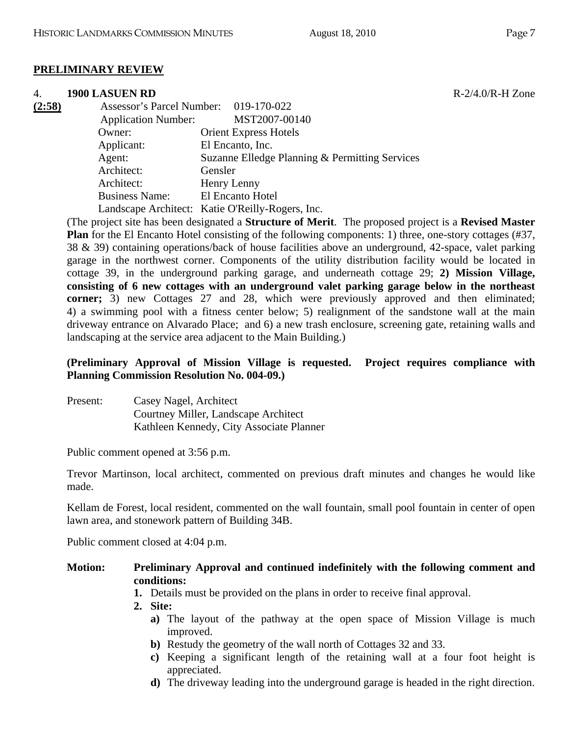## PRELIMINARY REVIEW

4. **1900 LASUEN RD** R-2/4.0/R-H Zone

**(2:58)**

Assessor's Parcel Number: 019-170-022
Application Number: MST2007-00140
Owner: Orient Express Hotels
Applicant: El Encanto, Inc.
Agent: Suzanne Elledge Planning & Permitting Services
Architect: Gensler
Architect: Henry Lenny
Business Name: El Encanto Hotel
Landscape Architect: Katie O'Reilly-Rogers, Inc.

(The project site has been designated a **Structure of Merit**. The proposed project is a **Revised Master Plan** for the El Encanto Hotel consisting of the following components: 1) three, one-story cottages (#37, 38 & 39) containing operations/back of house facilities above an underground, 42-space, valet parking garage in the northwest corner. Components of the utility distribution facility would be located in cottage 39, in the underground parking garage, and underneath cottage 29; **2) Mission Village, consisting of 6 new cottages with an underground valet parking garage below in the northeast corner;** 3) new Cottages 27 and 28, which were previously approved and then eliminated; 4) a swimming pool with a fitness center below; 5) realignment of the sandstone wall at the main driveway entrance on Alvarado Place; and 6) a new trash enclosure, screening gate, retaining walls and landscaping at the service area adjacent to the Main Building.)

**(Preliminary Approval of Mission Village is requested. Project requires compliance with Planning Commission Resolution No. 004-09.)**

Present: Casey Nagel, Architect
Courtney Miller, Landscape Architect
Kathleen Kennedy, City Associate Planner

Public comment opened at 3:56 p.m.

Trevor Martinson, local architect, commented on previous draft minutes and changes he would like made.

Kellam de Forest, local resident, commented on the wall fountain, small pool fountain in center of open lawn area, and stonework pattern of Building 34B.

Public comment closed at 4:04 p.m.

**Motion: Preliminary Approval and continued indefinitely with the following comment and conditions:**

1. Details must be provided on the plans in order to receive final approval.
2. **Site:**
   - **a)** The layout of the pathway at the open space of Mission Village is much improved.
   - **b)** Restudy the geometry of the wall north of Cottages 32 and 33.
   - **c)** Keeping a significant length of the retaining wall at a four foot height is appreciated.
   - **d)** The driveway leading into the underground garage is headed in the right direction.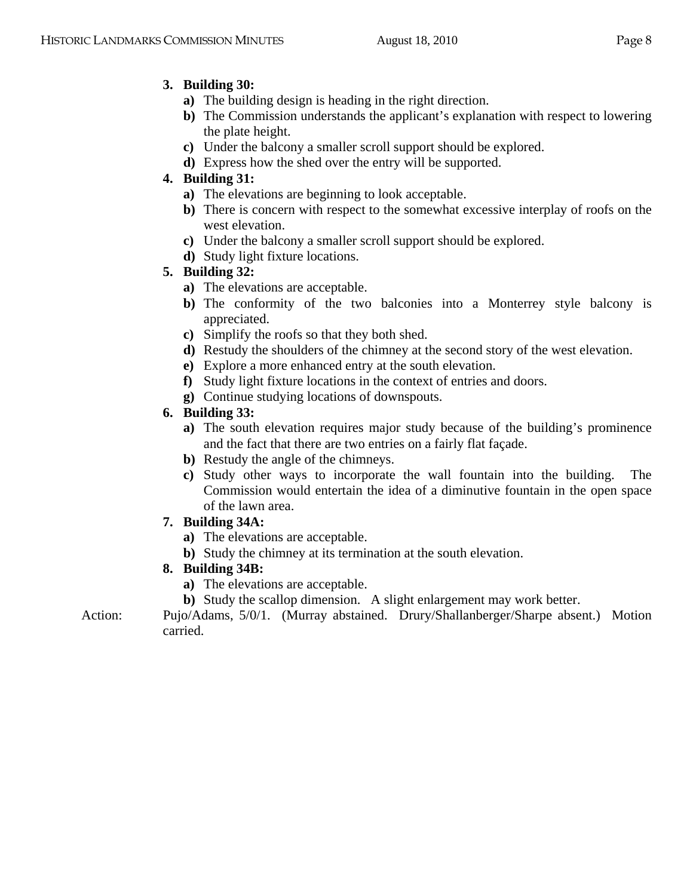3. **Building 30:**
   - **a)** The building design is heading in the right direction.
   - **b)** The Commission understands the applicant's explanation with respect to lowering the plate height.
   - **c)** Under the balcony a smaller scroll support should be explored.
   - **d)** Express how the shed over the entry will be supported.
4. **Building 31:**
   - **a)** The elevations are beginning to look acceptable.
   - **b)** There is concern with respect to the somewhat excessive interplay of roofs on the west elevation.
   - **c)** Under the balcony a smaller scroll support should be explored.
   - **d)** Study light fixture locations.
5. **Building 32:**
   - **a)** The elevations are acceptable.
   - **b)** The conformity of the two balconies into a Monterrey style balcony is appreciated.
   - **c)** Simplify the roofs so that they both shed.
   - **d)** Restudy the shoulders of the chimney at the second story of the west elevation.
   - **e)** Explore a more enhanced entry at the south elevation.
   - **f)** Study light fixture locations in the context of entries and doors.
   - **g)** Continue studying locations of downspouts.
6. **Building 33:**
   - **a)** The south elevation requires major study because of the building's prominence and the fact that there are two entries on a fairly flat façade.
   - **b)** Restudy the angle of the chimneys.
   - **c)** Study other ways to incorporate the wall fountain into the building. The Commission would entertain the idea of a diminutive fountain in the open space of the lawn area.
7. **Building 34A:**
   - **a)** The elevations are acceptable.
   - **b)** Study the chimney at its termination at the south elevation.
8. **Building 34B:**
   - **a)** The elevations are acceptable.
   - **b)** Study the scallop dimension. A slight enlargement may work better.

Action: Pujo/Adams, 5/0/1. (Murray abstained. Drury/Shallanberger/Sharpe absent.) Motion carried.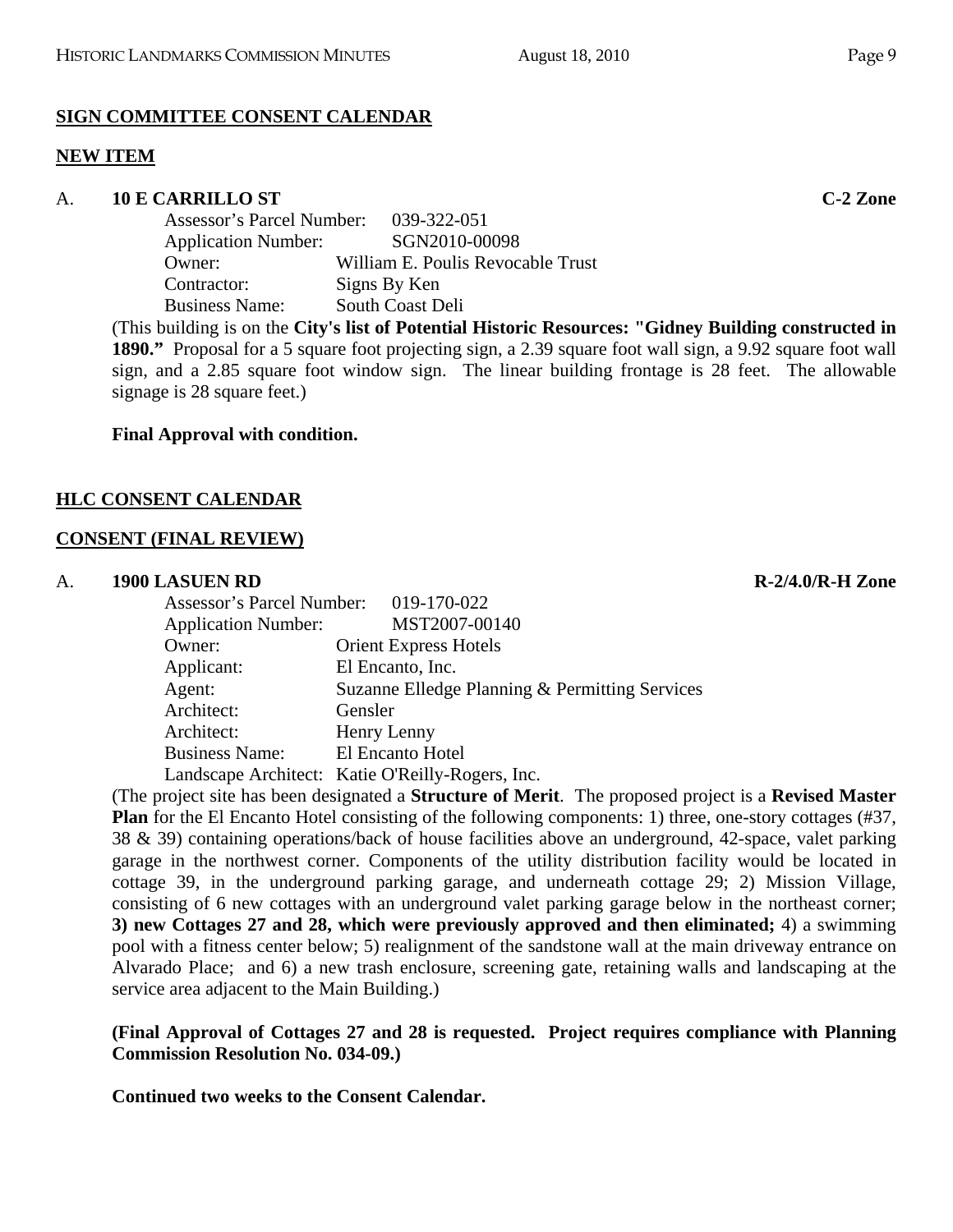**SIGN COMMITTEE CONSENT CALENDAR**

**NEW ITEM**

A. **10 E CARRILLO ST** **C-2 Zone**

Assessor's Parcel Number: 039-322-051
Application Number: SGN2010-00098
Owner: William E. Poulis Revocable Trust
Contractor: Signs By Ken
Business Name: South Coast Deli

(This building is on the **City's list of Potential Historic Resources: "Gidney Building constructed in 1890."** Proposal for a 5 square foot projecting sign, a 2.39 square foot wall sign, a 9.92 square foot wall sign, and a 2.85 square foot window sign. The linear building frontage is 28 feet. The allowable signage is 28 square feet.)

**Final Approval with condition.**

**HLC CONSENT CALENDAR**

**CONSENT (FINAL REVIEW)**

A. **1900 LASUEN RD** **R-2/4.0/R-H Zone**

Assessor's Parcel Number: 019-170-022
Application Number: MST2007-00140
Owner: Orient Express Hotels
Applicant: El Encanto, Inc.
Agent: Suzanne Elledge Planning & Permitting Services
Architect: Gensler
Architect: Henry Lenny
Business Name: El Encanto Hotel
Landscape Architect: Katie O'Reilly-Rogers, Inc.

(The project site has been designated a **Structure of Merit**. The proposed project is a **Revised Master Plan** for the El Encanto Hotel consisting of the following components: 1) three, one-story cottages (#37, 38 & 39) containing operations/back of house facilities above an underground, 42-space, valet parking garage in the northwest corner. Components of the utility distribution facility would be located in cottage 39, in the underground parking garage, and underneath cottage 29; 2) Mission Village, consisting of 6 new cottages with an underground valet parking garage below in the northeast corner; **3) new Cottages 27 and 28, which were previously approved and then eliminated;** 4) a swimming pool with a fitness center below; 5) realignment of the sandstone wall at the main driveway entrance on Alvarado Place; and 6) a new trash enclosure, screening gate, retaining walls and landscaping at the service area adjacent to the Main Building.)

**(Final Approval of Cottages 27 and 28 is requested. Project requires compliance with Planning Commission Resolution No. 034-09.)**

**Continued two weeks to the Consent Calendar.**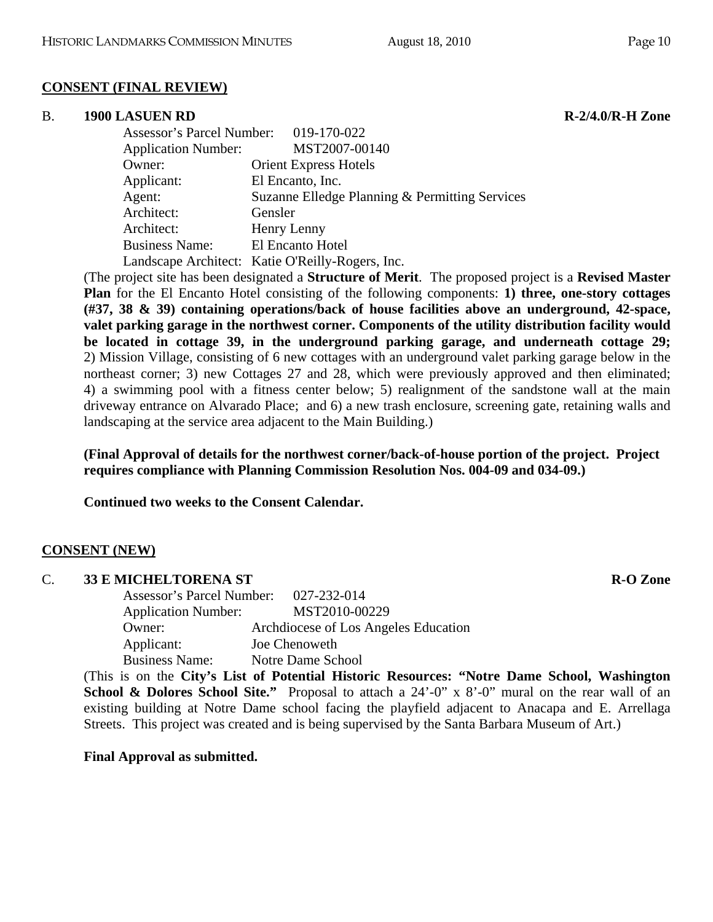**CONSENT (FINAL REVIEW)**

**B. 1900 LASUEN RD** **R-2/4.0/R-H Zone**

Assessor's Parcel Number: 019-170-022
Application Number: MST2007-00140
Owner: Orient Express Hotels
Applicant: El Encanto, Inc.
Agent: Suzanne Elledge Planning & Permitting Services
Architect: Gensler
Architect: Henry Lenny
Business Name: El Encanto Hotel
Landscape Architect: Katie O'Reilly-Rogers, Inc.

(The project site has been designated a **Structure of Merit**. The proposed project is a **Revised Master Plan** for the El Encanto Hotel consisting of the following components: **1) three, one-story cottages (#37, 38 & 39) containing operations/back of house facilities above an underground, 42-space, valet parking garage in the northwest corner. Components of the utility distribution facility would be located in cottage 39, in the underground parking garage, and underneath cottage 29;** 2) Mission Village, consisting of 6 new cottages with an underground valet parking garage below in the northeast corner; 3) new Cottages 27 and 28, which were previously approved and then eliminated; 4) a swimming pool with a fitness center below; 5) realignment of the sandstone wall at the main driveway entrance on Alvarado Place; and 6) a new trash enclosure, screening gate, retaining walls and landscaping at the service area adjacent to the Main Building.)

**(Final Approval of details for the northwest corner/back-of-house portion of the project. Project requires compliance with Planning Commission Resolution Nos. 004-09 and 034-09.)**

**Continued two weeks to the Consent Calendar.**

**CONSENT (NEW)**

**C. 33 E MICHELTORENA ST** **R-O Zone**

Assessor's Parcel Number: 027-232-014
Application Number: MST2010-00229
Owner: Archdiocese of Los Angeles Education
Applicant: Joe Chenoweth
Business Name: Notre Dame School

(This is on the **City's List of Potential Historic Resources: "Notre Dame School, Washington School & Dolores School Site."** Proposal to attach a 24'-0" x 8'-0" mural on the rear wall of an existing building at Notre Dame school facing the playfield adjacent to Anacapa and E. Arrellaga Streets. This project was created and is being supervised by the Santa Barbara Museum of Art.)

**Final Approval as submitted.**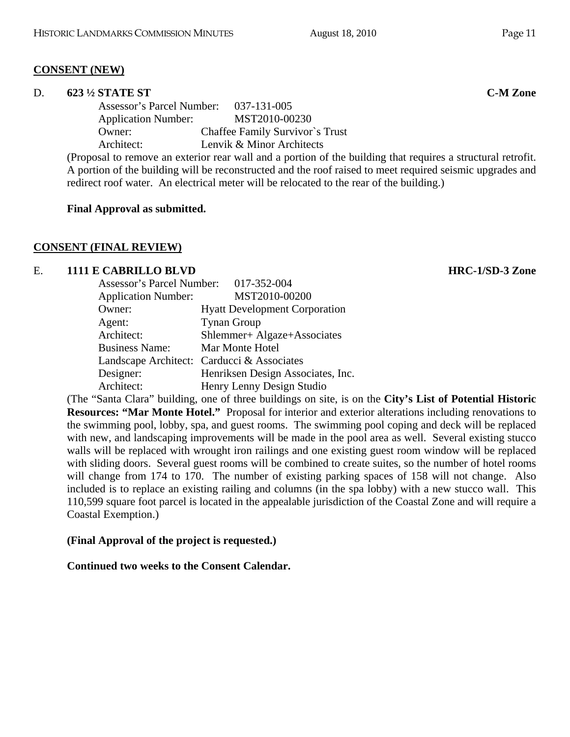**CONSENT (NEW)**

D. **623 ½ STATE ST** **C-M Zone**

Assessor's Parcel Number: 037-131-005
Application Number: MST2010-00230
Owner: Chaffee Family Survivor`s Trust
Architect: Lenvik & Minor Architects

(Proposal to remove an exterior rear wall and a portion of the building that requires a structural retrofit. A portion of the building will be reconstructed and the roof raised to meet required seismic upgrades and redirect roof water. An electrical meter will be relocated to the rear of the building.)

**Final Approval as submitted.**

**CONSENT (FINAL REVIEW)**

E. **1111 E CABRILLO BLVD** **HRC-1/SD-3 Zone**

Assessor's Parcel Number: 017-352-004
Application Number: MST2010-00200
Owner: Hyatt Development Corporation
Agent: Tynan Group
Architect: Shlemmer+ Algaze+Associates
Business Name: Mar Monte Hotel
Landscape Architect: Carducci & Associates
Designer: Henriksen Design Associates, Inc.
Architect: Henry Lenny Design Studio

(The "Santa Clara" building, one of three buildings on site, is on the **City's List of Potential Historic Resources: "Mar Monte Hotel."** Proposal for interior and exterior alterations including renovations to the swimming pool, lobby, spa, and guest rooms. The swimming pool coping and deck will be replaced with new, and landscaping improvements will be made in the pool area as well. Several existing stucco walls will be replaced with wrought iron railings and one existing guest room window will be replaced with sliding doors. Several guest rooms will be combined to create suites, so the number of hotel rooms will change from 174 to 170. The number of existing parking spaces of 158 will not change. Also included is to replace an existing railing and columns (in the spa lobby) with a new stucco wall. This 110,599 square foot parcel is located in the appealable jurisdiction of the Coastal Zone and will require a Coastal Exemption.)

**(Final Approval of the project is requested.)**

**Continued two weeks to the Consent Calendar.**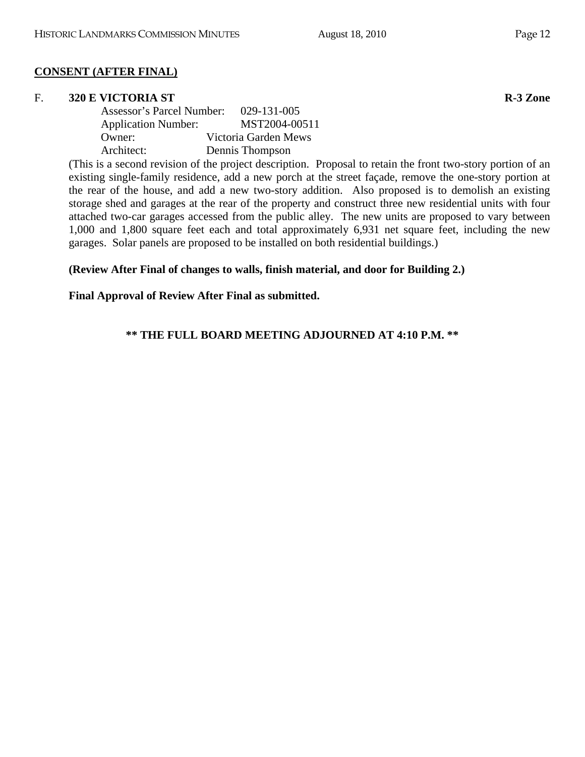**CONSENT (AFTER FINAL)**

F. **320 E VICTORIA ST** **R-3 Zone**

Assessor's Parcel Number: 029-131-005
Application Number: MST2004-00511
Owner: Victoria Garden Mews
Architect: Dennis Thompson

(This is a second revision of the project description. Proposal to retain the front two-story portion of an existing single-family residence, add a new porch at the street façade, remove the one-story portion at the rear of the house, and add a new two-story addition. Also proposed is to demolish an existing storage shed and garages at the rear of the property and construct three new residential units with four attached two-car garages accessed from the public alley. The new units are proposed to vary between 1,000 and 1,800 square feet each and total approximately 6,931 net square feet, including the new garages. Solar panels are proposed to be installed on both residential buildings.)

**(Review After Final of changes to walls, finish material, and door for Building 2.)**

**Final Approval of Review After Final as submitted.**

**\*\* THE FULL BOARD MEETING ADJOURNED AT 4:10 P.M. \*\***